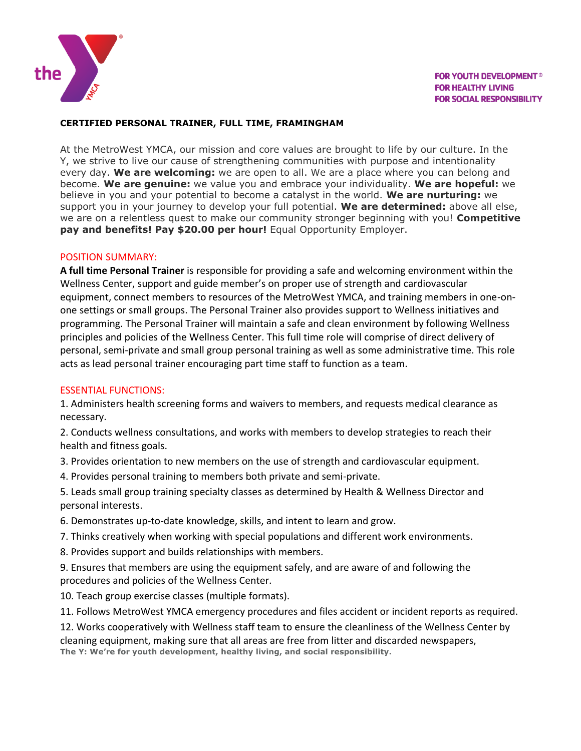FOR YOUTH DEVELOPMENT®
FOR HEALTHY LIVING
FOR SOCIAL RESPONSIBILITY

**CERTIFIED PERSONAL TRAINER, FULL TIME, FRAMINGHAM**

At the MetroWest YMCA, our mission and core values are brought to life by our culture. In the Y, we strive to live our cause of strengthening communities with purpose and intentionality every day. **We are welcoming:** we are open to all. We are a place where you can belong and become. **We are genuine:** we value you and embrace your individuality. **We are hopeful:** we believe in you and your potential to become a catalyst in the world. **We are nurturing:** we support you in your journey to develop your full potential. **We are determined:** above all else, we are on a relentless quest to make our community stronger beginning with you! **Competitive pay and benefits! Pay $20.00 per hour!** Equal Opportunity Employer.

## POSITION SUMMARY:

**A full time Personal Trainer** is responsible for providing a safe and welcoming environment within the Wellness Center, support and guide member's on proper use of strength and cardiovascular equipment, connect members to resources of the MetroWest YMCA, and training members in one-on-one settings or small groups. The Personal Trainer also provides support to Wellness initiatives and programming. The Personal Trainer will maintain a safe and clean environment by following Wellness principles and policies of the Wellness Center. This full time role will comprise of direct delivery of personal, semi-private and small group personal training as well as some administrative time. This role acts as lead personal trainer encouraging part time staff to function as a team.

## ESSENTIAL FUNCTIONS:

1. Administers health screening forms and waivers to members, and requests medical clearance as necessary.
2. Conducts wellness consultations, and works with members to develop strategies to reach their health and fitness goals.
3. Provides orientation to new members on the use of strength and cardiovascular equipment.
4. Provides personal training to members both private and semi-private.
5. Leads small group training specialty classes as determined by Health & Wellness Director and personal interests.
6. Demonstrates up-to-date knowledge, skills, and intent to learn and grow.
7. Thinks creatively when working with special populations and different work environments.
8. Provides support and builds relationships with members.
9. Ensures that members are using the equipment safely, and are aware of and following the procedures and policies of the Wellness Center.
10. Teach group exercise classes (multiple formats).
11. Follows MetroWest YMCA emergency procedures and files accident or incident reports as required.
12. Works cooperatively with Wellness staff team to ensure the cleanliness of the Wellness Center by cleaning equipment, making sure that all areas are free from litter and discarded newspapers,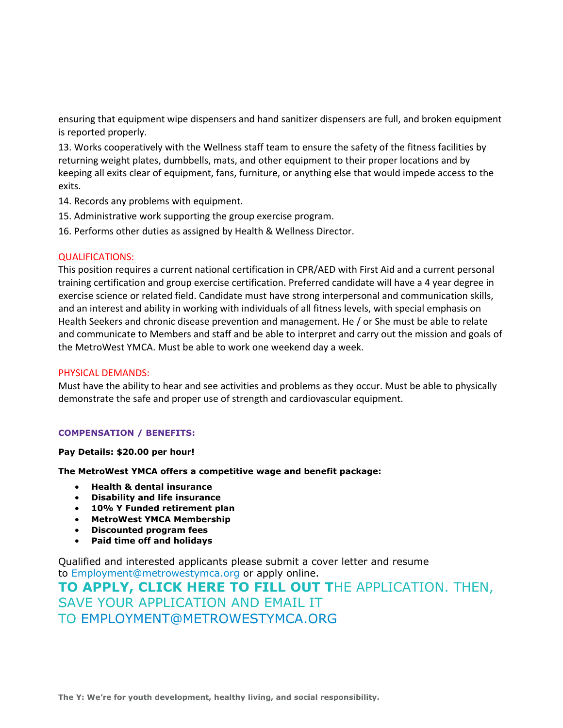ensuring that equipment wipe dispensers and hand sanitizer dispensers are full, and broken equipment is reported properly.

13. Works cooperatively with the Wellness staff team to ensure the safety of the fitness facilities by returning weight plates, dumbbells, mats, and other equipment to their proper locations and by keeping all exits clear of equipment, fans, furniture, or anything else that would impede access to the exits.
14. Records any problems with equipment.
15. Administrative work supporting the group exercise program.
16. Performs other duties as assigned by Health & Wellness Director.

## QUALIFICATIONS:

This position requires a current national certification in CPR/AED with First Aid and a current personal training certification and group exercise certification. Preferred candidate will have a 4 year degree in exercise science or related field. Candidate must have strong interpersonal and communication skills, and an interest and ability in working with individuals of all fitness levels, with special emphasis on Health Seekers and chronic disease prevention and management. He / or She must be able to relate and communicate to Members and staff and be able to interpret and carry out the mission and goals of the MetroWest YMCA. Must be able to work one weekend day a week.

## PHYSICAL DEMANDS:

Must have the ability to hear and see activities and problems as they occur. Must be able to physically demonstrate the safe and proper use of strength and cardiovascular equipment.

## COMPENSATION / BENEFITS:

**Pay Details: $20.00 per hour!**

**The MetroWest YMCA offers a competitive wage and benefit package:**

- **Health & dental insurance**
- **Disability and life insurance**
- **10% Y Funded retirement plan**
- **MetroWest YMCA Membership**
- **Discounted program fees**
- **Paid time off and holidays**

Qualified and interested applicants please submit a cover letter and resume to Employment@metrowestymca.org or apply online.

**TO APPLY, CLICK HERE TO FILL OUT T**HE APPLICATION. THEN, SAVE YOUR APPLICATION AND EMAIL IT TO EMPLOYMENT@METROWESTYMCA.ORG

**The Y: We're for youth development, healthy living, and social responsibility.**